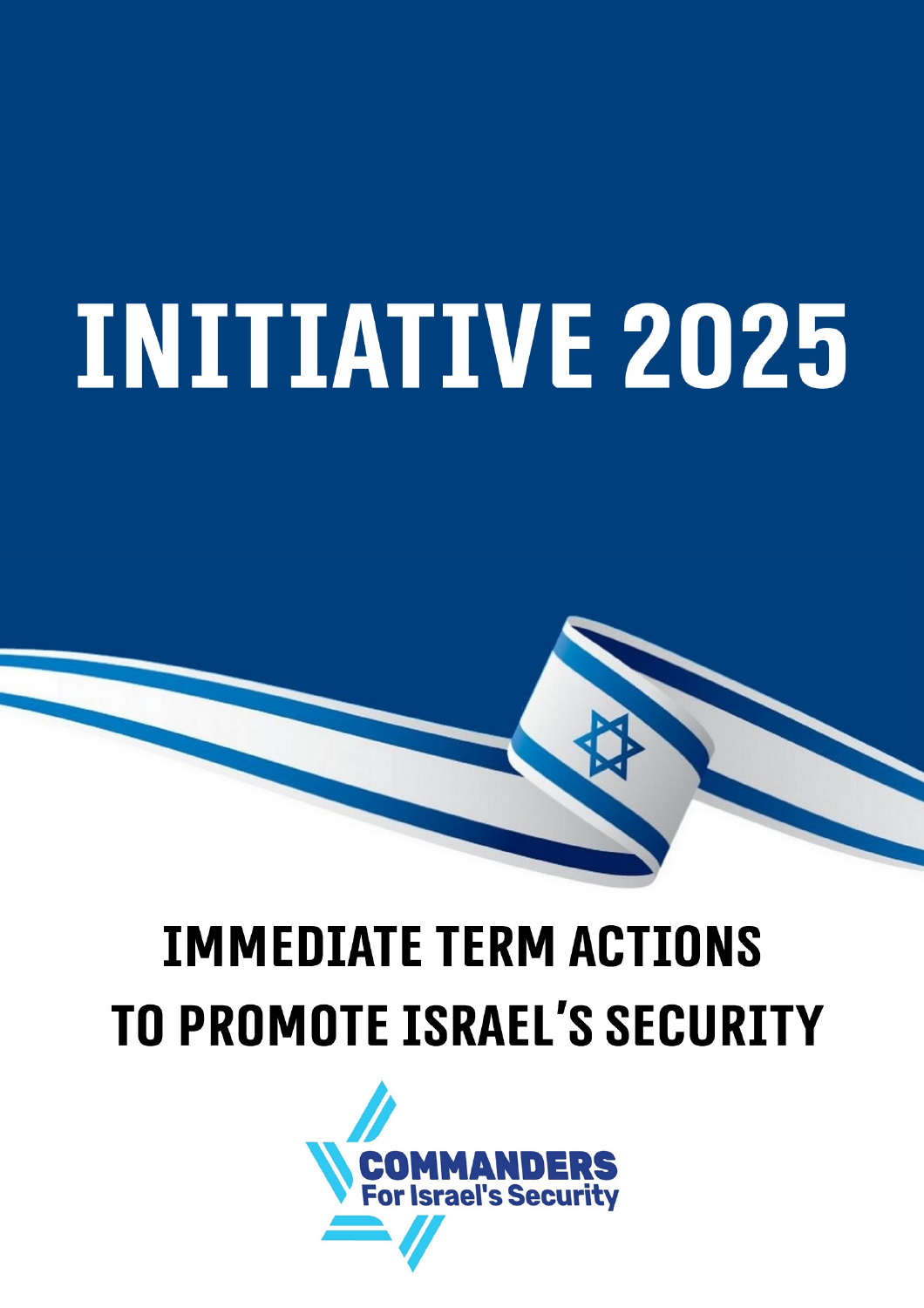# INITIATIVE 2025

## IMMEDIATE TERM ACTIONS TO PROMOTE ISRAEL'S SECURITY

COMMANDERS For Israel's Security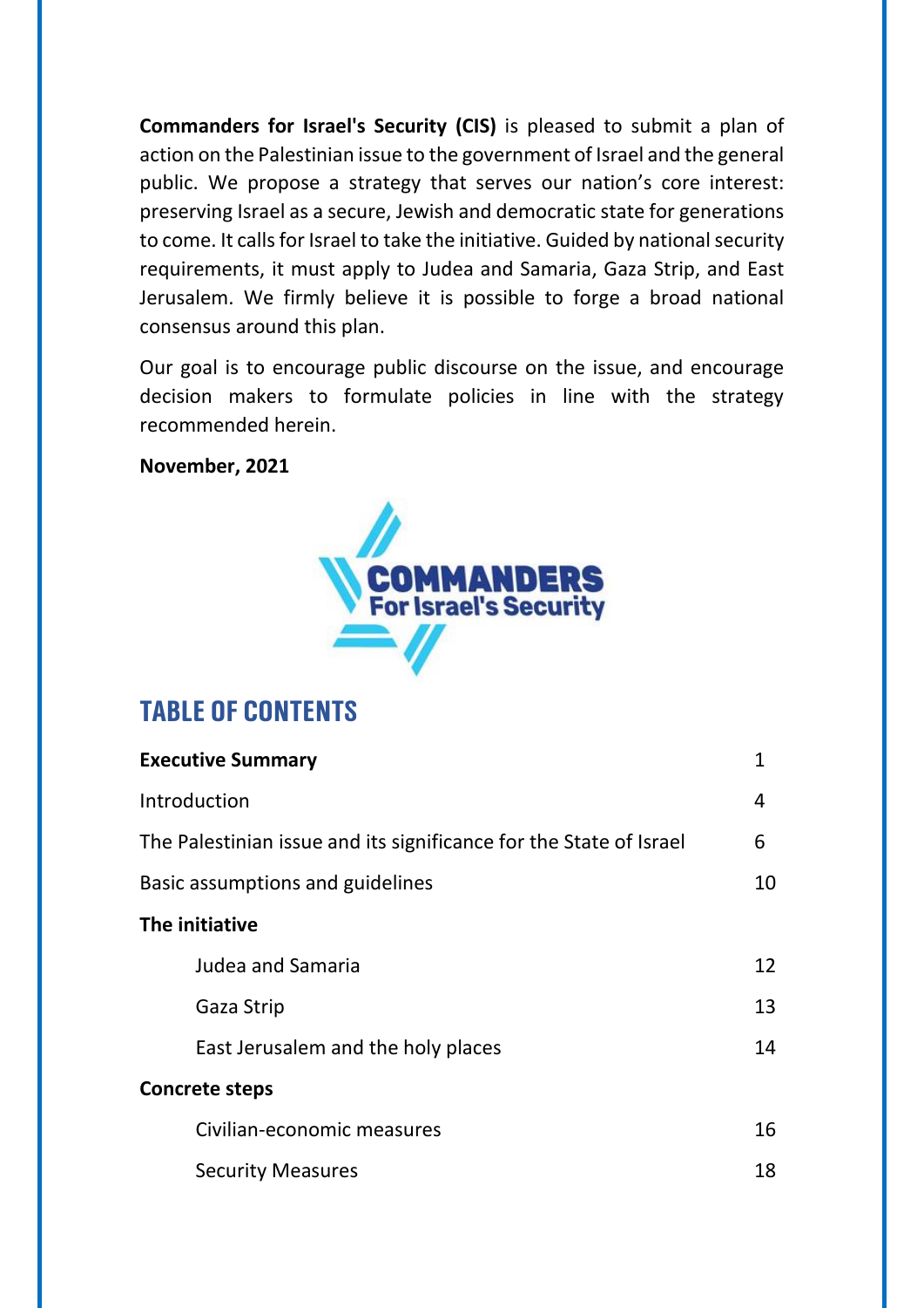**Commanders for Israel's Security (CIS)** is pleased to submit a plan of action on the Palestinian issue to the government of Israel and the general public. We propose a strategy that serves our nation's core interest: preserving Israel as a secure, Jewish and democratic state for generations to come. It calls for Israel to take the initiative. Guided by national security requirements, it must apply to Judea and Samaria, Gaza Strip, and East Jerusalem. We firmly believe it is possible to forge a broad national consensus around this plan.

Our goal is to encourage public discourse on the issue, and encourage decision makers to formulate policies in line with the strategy recommended herein.

**November, 2021**

COMMANDERS For Israel's Security

## TABLE OF CONTENTS

| | |
|---|---|
| **Executive Summary** | 1 |
| Introduction | 4 |
| The Palestinian issue and its significance for the State of Israel | 6 |
| Basic assumptions and guidelines | 10 |
| **The initiative** | |
| Judea and Samaria | 12 |
| Gaza Strip | 13 |
| East Jerusalem and the holy places | 14 |
| **Concrete steps** | |
| Civilian-economic measures | 16 |
| Security Measures | 18 |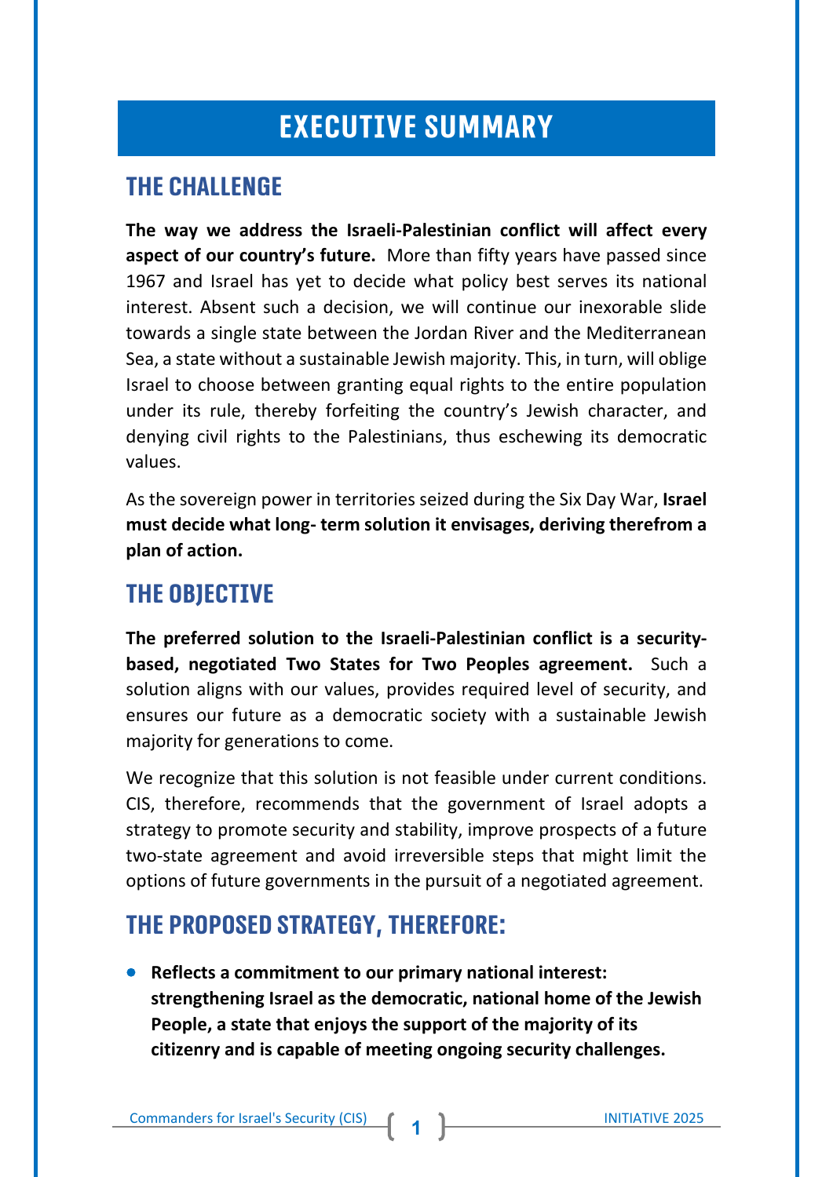# EXECUTIVE SUMMARY

## THE CHALLENGE

**The way we address the Israeli-Palestinian conflict will affect every aspect of our country's future.** More than fifty years have passed since 1967 and Israel has yet to decide what policy best serves its national interest. Absent such a decision, we will continue our inexorable slide towards a single state between the Jordan River and the Mediterranean Sea, a state without a sustainable Jewish majority. This, in turn, will oblige Israel to choose between granting equal rights to the entire population under its rule, thereby forfeiting the country's Jewish character, and denying civil rights to the Palestinians, thus eschewing its democratic values.

As the sovereign power in territories seized during the Six Day War, **Israel must decide what long- term solution it envisages, deriving therefrom a plan of action.**

## THE OBJECTIVE

**The preferred solution to the Israeli-Palestinian conflict is a security-based, negotiated Two States for Two Peoples agreement.** Such a solution aligns with our values, provides required level of security, and ensures our future as a democratic society with a sustainable Jewish majority for generations to come.

We recognize that this solution is not feasible under current conditions. CIS, therefore, recommends that the government of Israel adopts a strategy to promote security and stability, improve prospects of a future two-state agreement and avoid irreversible steps that might limit the options of future governments in the pursuit of a negotiated agreement.

## THE PROPOSED STRATEGY, THEREFORE:

- **Reflects a commitment to our primary national interest: strengthening Israel as the democratic, national home of the Jewish People, a state that enjoys the support of the majority of its citizenry and is capable of meeting ongoing security challenges.**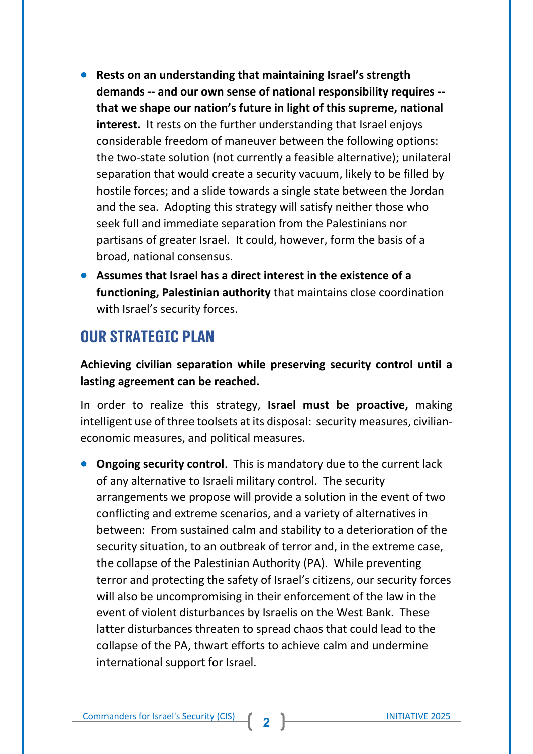- **Rests on an understanding that maintaining Israel's strength demands -- and our own sense of national responsibility requires -- that we shape our nation's future in light of this supreme, national interest.** It rests on the further understanding that Israel enjoys considerable freedom of maneuver between the following options: the two-state solution (not currently a feasible alternative); unilateral separation that would create a security vacuum, likely to be filled by hostile forces; and a slide towards a single state between the Jordan and the sea. Adopting this strategy will satisfy neither those who seek full and immediate separation from the Palestinians nor partisans of greater Israel. It could, however, form the basis of a broad, national consensus.
- **Assumes that Israel has a direct interest in the existence of a functioning, Palestinian authority** that maintains close coordination with Israel's security forces.

## OUR STRATEGIC PLAN

**Achieving civilian separation while preserving security control until a lasting agreement can be reached.**

In order to realize this strategy, **Israel must be proactive,** making intelligent use of three toolsets at its disposal: security measures, civilian-economic measures, and political measures.

- **Ongoing security control**. This is mandatory due to the current lack of any alternative to Israeli military control. The security arrangements we propose will provide a solution in the event of two conflicting and extreme scenarios, and a variety of alternatives in between: From sustained calm and stability to a deterioration of the security situation, to an outbreak of terror and, in the extreme case, the collapse of the Palestinian Authority (PA). While preventing terror and protecting the safety of Israel's citizens, our security forces will also be uncompromising in their enforcement of the law in the event of violent disturbances by Israelis on the West Bank. These latter disturbances threaten to spread chaos that could lead to the collapse of the PA, thwart efforts to achieve calm and undermine international support for Israel.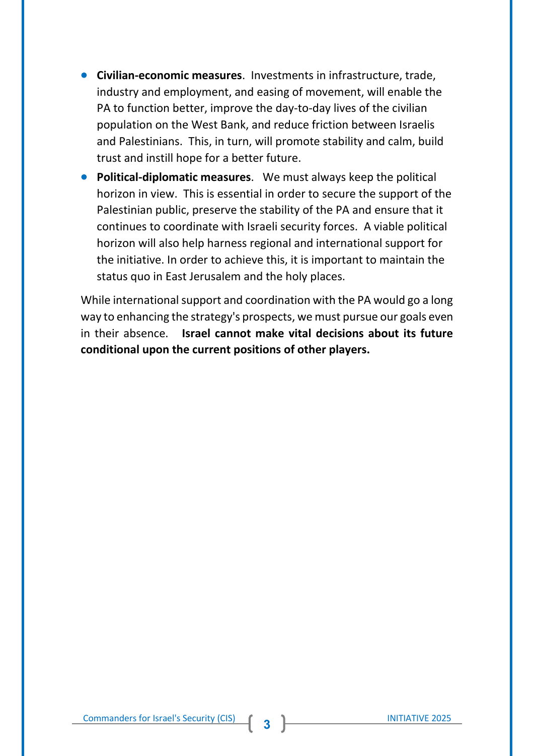- **Civilian-economic measures**. Investments in infrastructure, trade, industry and employment, and easing of movement, will enable the PA to function better, improve the day-to-day lives of the civilian population on the West Bank, and reduce friction between Israelis and Palestinians. This, in turn, will promote stability and calm, build trust and instill hope for a better future.
- **Political-diplomatic measures**. We must always keep the political horizon in view. This is essential in order to secure the support of the Palestinian public, preserve the stability of the PA and ensure that it continues to coordinate with Israeli security forces. A viable political horizon will also help harness regional and international support for the initiative. In order to achieve this, it is important to maintain the status quo in East Jerusalem and the holy places.

While international support and coordination with the PA would go a long way to enhancing the strategy's prospects, we must pursue our goals even in their absence. **Israel cannot make vital decisions about its future conditional upon the current positions of other players.**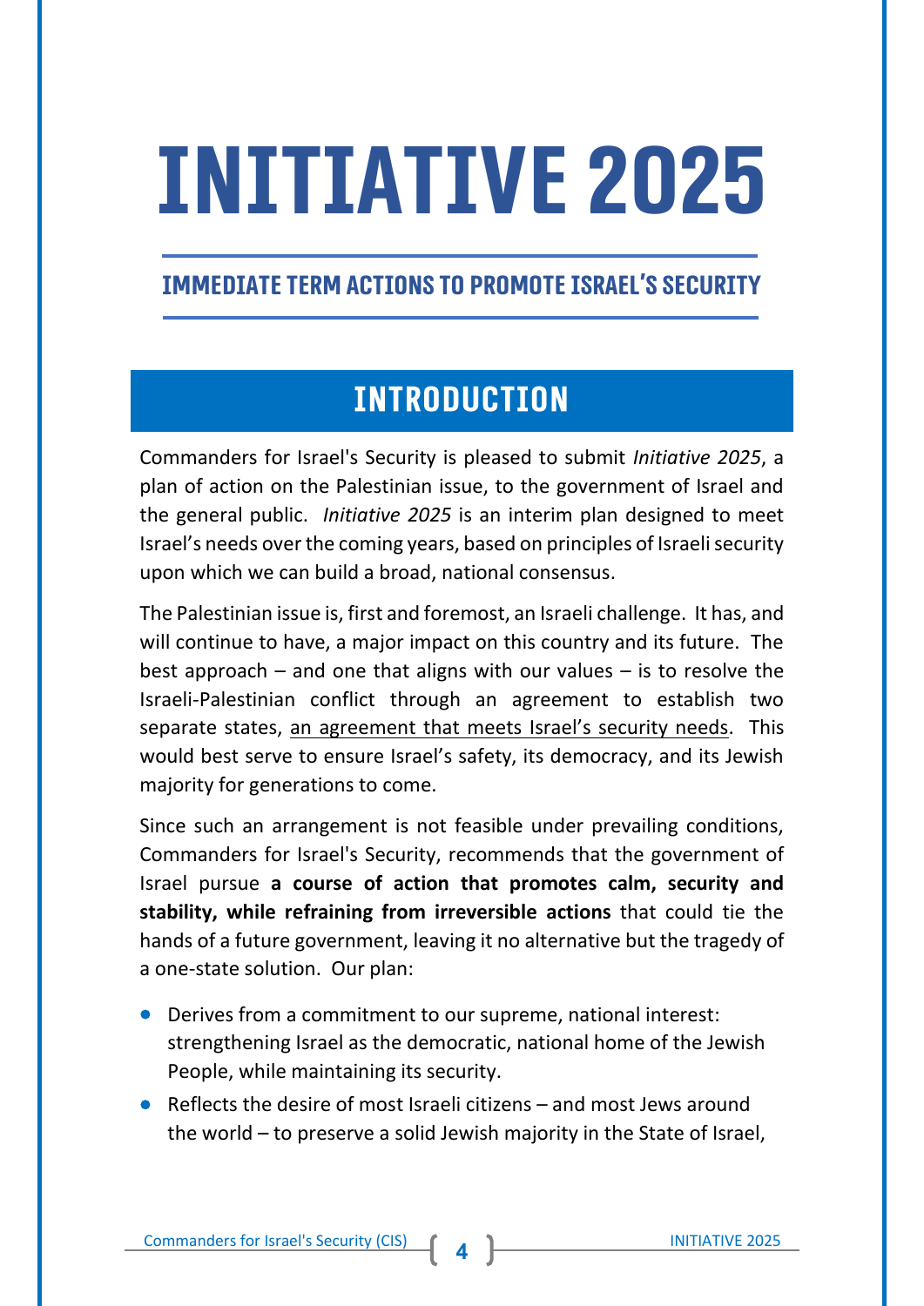# INITIATIVE 2025

## IMMEDIATE TERM ACTIONS TO PROMOTE ISRAEL'S SECURITY

## INTRODUCTION

Commanders for Israel's Security is pleased to submit *Initiative 2025*, a plan of action on the Palestinian issue, to the government of Israel and the general public. *Initiative 2025* is an interim plan designed to meet Israel's needs over the coming years, based on principles of Israeli security upon which we can build a broad, national consensus.

The Palestinian issue is, first and foremost, an Israeli challenge. It has, and will continue to have, a major impact on this country and its future. The best approach – and one that aligns with our values – is to resolve the Israeli-Palestinian conflict through an agreement to establish two separate states, <u>an agreement that meets Israel's security needs</u>. This would best serve to ensure Israel's safety, its democracy, and its Jewish majority for generations to come.

Since such an arrangement is not feasible under prevailing conditions, Commanders for Israel's Security, recommends that the government of Israel pursue **a course of action that promotes calm, security and stability, while refraining from irreversible actions** that could tie the hands of a future government, leaving it no alternative but the tragedy of a one-state solution. Our plan:

- Derives from a commitment to our supreme, national interest: strengthening Israel as the democratic, national home of the Jewish People, while maintaining its security.
- Reflects the desire of most Israeli citizens – and most Jews around the world – to preserve a solid Jewish majority in the State of Israel,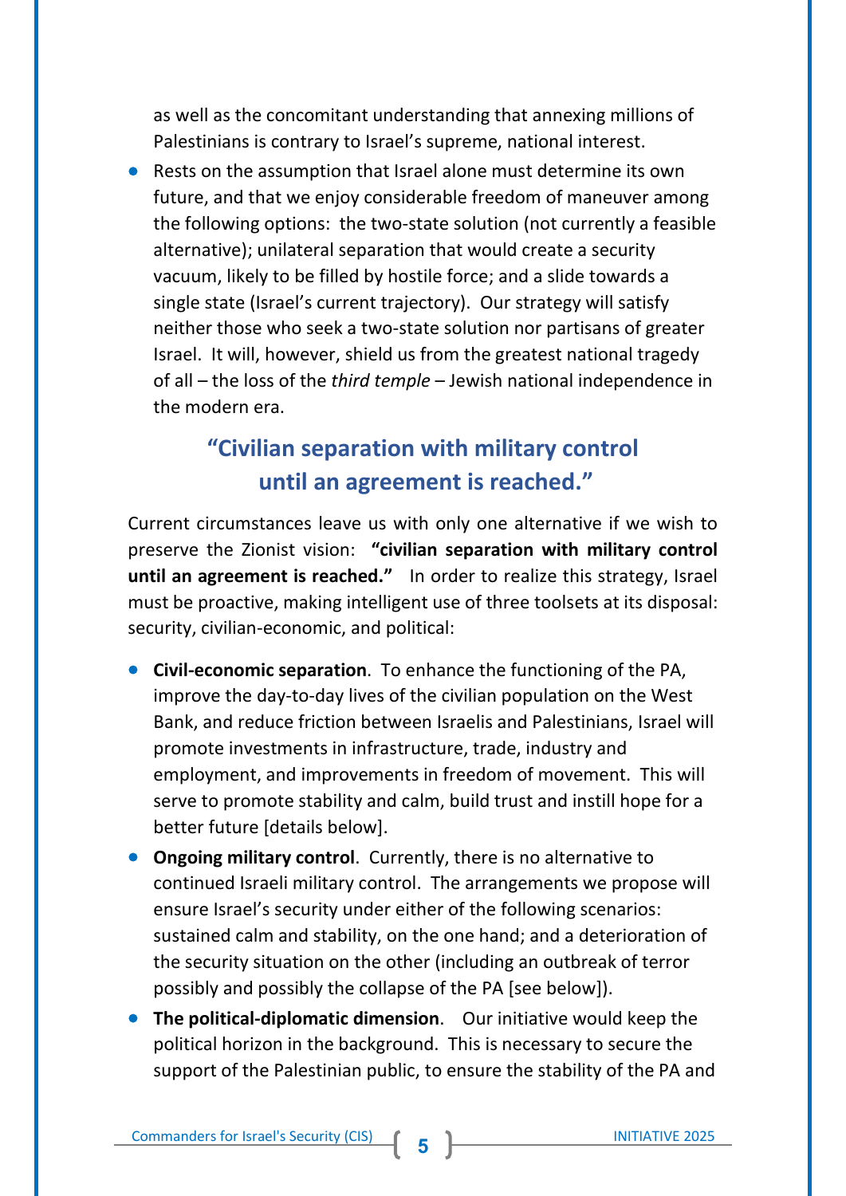as well as the concomitant understanding that annexing millions of Palestinians is contrary to Israel's supreme, national interest.

- Rests on the assumption that Israel alone must determine its own future, and that we enjoy considerable freedom of maneuver among the following options: the two-state solution (not currently a feasible alternative); unilateral separation that would create a security vacuum, likely to be filled by hostile force; and a slide towards a single state (Israel's current trajectory). Our strategy will satisfy neither those who seek a two-state solution nor partisans of greater Israel. It will, however, shield us from the greatest national tragedy of all – the loss of the *third temple* – Jewish national independence in the modern era.

## "Civilian separation with military control until an agreement is reached."

Current circumstances leave us with only one alternative if we wish to preserve the Zionist vision: **"civilian separation with military control until an agreement is reached."** In order to realize this strategy, Israel must be proactive, making intelligent use of three toolsets at its disposal: security, civilian-economic, and political:

- **Civil-economic separation**. To enhance the functioning of the PA, improve the day-to-day lives of the civilian population on the West Bank, and reduce friction between Israelis and Palestinians, Israel will promote investments in infrastructure, trade, industry and employment, and improvements in freedom of movement. This will serve to promote stability and calm, build trust and instill hope for a better future [details below].
- **Ongoing military control**. Currently, there is no alternative to continued Israeli military control. The arrangements we propose will ensure Israel's security under either of the following scenarios: sustained calm and stability, on the one hand; and a deterioration of the security situation on the other (including an outbreak of terror possibly and possibly the collapse of the PA [see below]).
- **The political-diplomatic dimension**. Our initiative would keep the political horizon in the background. This is necessary to secure the support of the Palestinian public, to ensure the stability of the PA and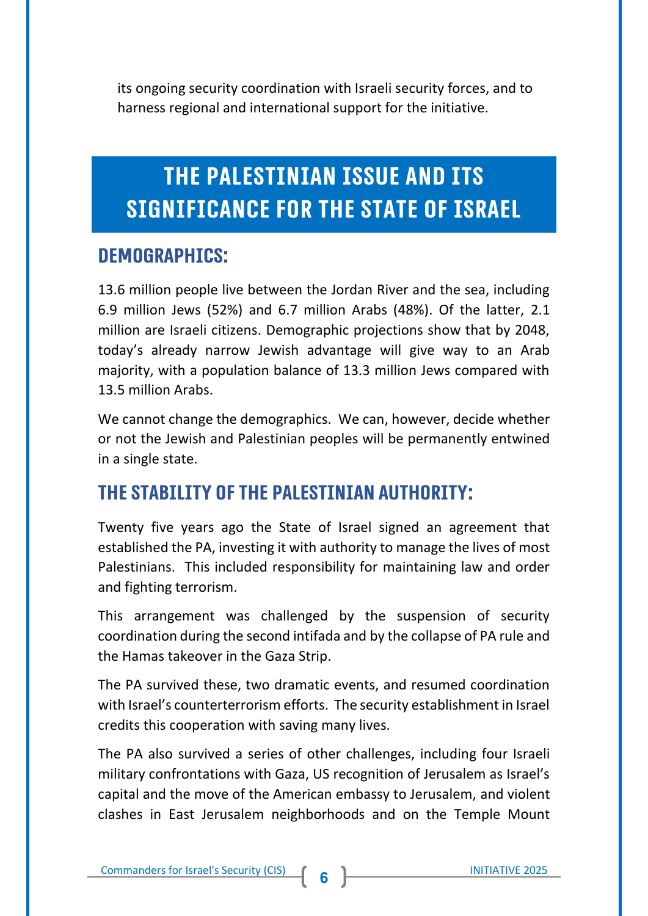its ongoing security coordination with Israeli security forces, and to harness regional and international support for the initiative.

# THE PALESTINIAN ISSUE AND ITS SIGNIFICANCE FOR THE STATE OF ISRAEL

## DEMOGRAPHICS:

13.6 million people live between the Jordan River and the sea, including 6.9 million Jews (52%) and 6.7 million Arabs (48%). Of the latter, 2.1 million are Israeli citizens. Demographic projections show that by 2048, today's already narrow Jewish advantage will give way to an Arab majority, with a population balance of 13.3 million Jews compared with 13.5 million Arabs.

We cannot change the demographics. We can, however, decide whether or not the Jewish and Palestinian peoples will be permanently entwined in a single state.

## THE STABILITY OF THE PALESTINIAN AUTHORITY:

Twenty five years ago the State of Israel signed an agreement that established the PA, investing it with authority to manage the lives of most Palestinians. This included responsibility for maintaining law and order and fighting terrorism.

This arrangement was challenged by the suspension of security coordination during the second intifada and by the collapse of PA rule and the Hamas takeover in the Gaza Strip.

The PA survived these, two dramatic events, and resumed coordination with Israel's counterterrorism efforts. The security establishment in Israel credits this cooperation with saving many lives.

The PA also survived a series of other challenges, including four Israeli military confrontations with Gaza, US recognition of Jerusalem as Israel's capital and the move of the American embassy to Jerusalem, and violent clashes in East Jerusalem neighborhoods and on the Temple Mount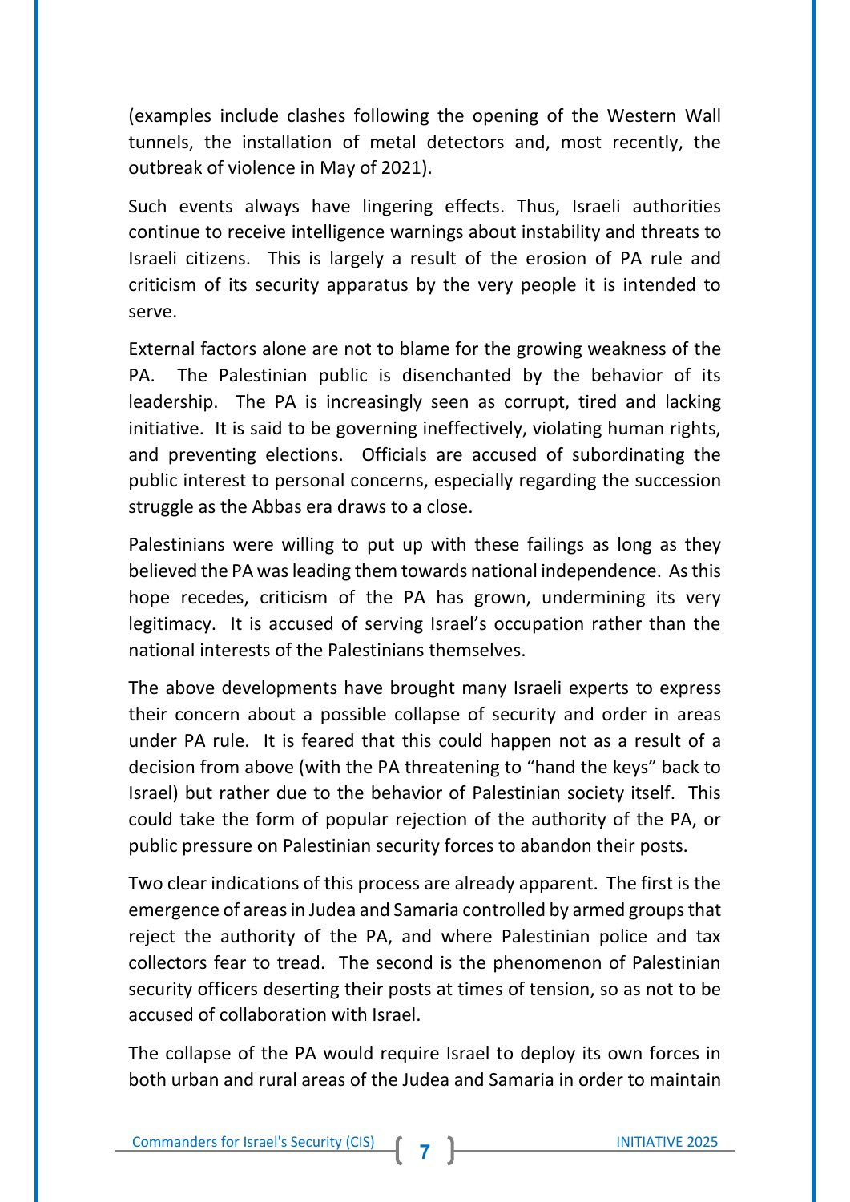(examples include clashes following the opening of the Western Wall tunnels, the installation of metal detectors and, most recently, the outbreak of violence in May of 2021).

Such events always have lingering effects. Thus, Israeli authorities continue to receive intelligence warnings about instability and threats to Israeli citizens. This is largely a result of the erosion of PA rule and criticism of its security apparatus by the very people it is intended to serve.

External factors alone are not to blame for the growing weakness of the PA. The Palestinian public is disenchanted by the behavior of its leadership. The PA is increasingly seen as corrupt, tired and lacking initiative. It is said to be governing ineffectively, violating human rights, and preventing elections. Officials are accused of subordinating the public interest to personal concerns, especially regarding the succession struggle as the Abbas era draws to a close.

Palestinians were willing to put up with these failings as long as they believed the PA was leading them towards national independence. As this hope recedes, criticism of the PA has grown, undermining its very legitimacy. It is accused of serving Israel's occupation rather than the national interests of the Palestinians themselves.

The above developments have brought many Israeli experts to express their concern about a possible collapse of security and order in areas under PA rule. It is feared that this could happen not as a result of a decision from above (with the PA threatening to "hand the keys" back to Israel) but rather due to the behavior of Palestinian society itself. This could take the form of popular rejection of the authority of the PA, or public pressure on Palestinian security forces to abandon their posts.

Two clear indications of this process are already apparent. The first is the emergence of areas in Judea and Samaria controlled by armed groups that reject the authority of the PA, and where Palestinian police and tax collectors fear to tread. The second is the phenomenon of Palestinian security officers deserting their posts at times of tension, so as not to be accused of collaboration with Israel.

The collapse of the PA would require Israel to deploy its own forces in both urban and rural areas of the Judea and Samaria in order to maintain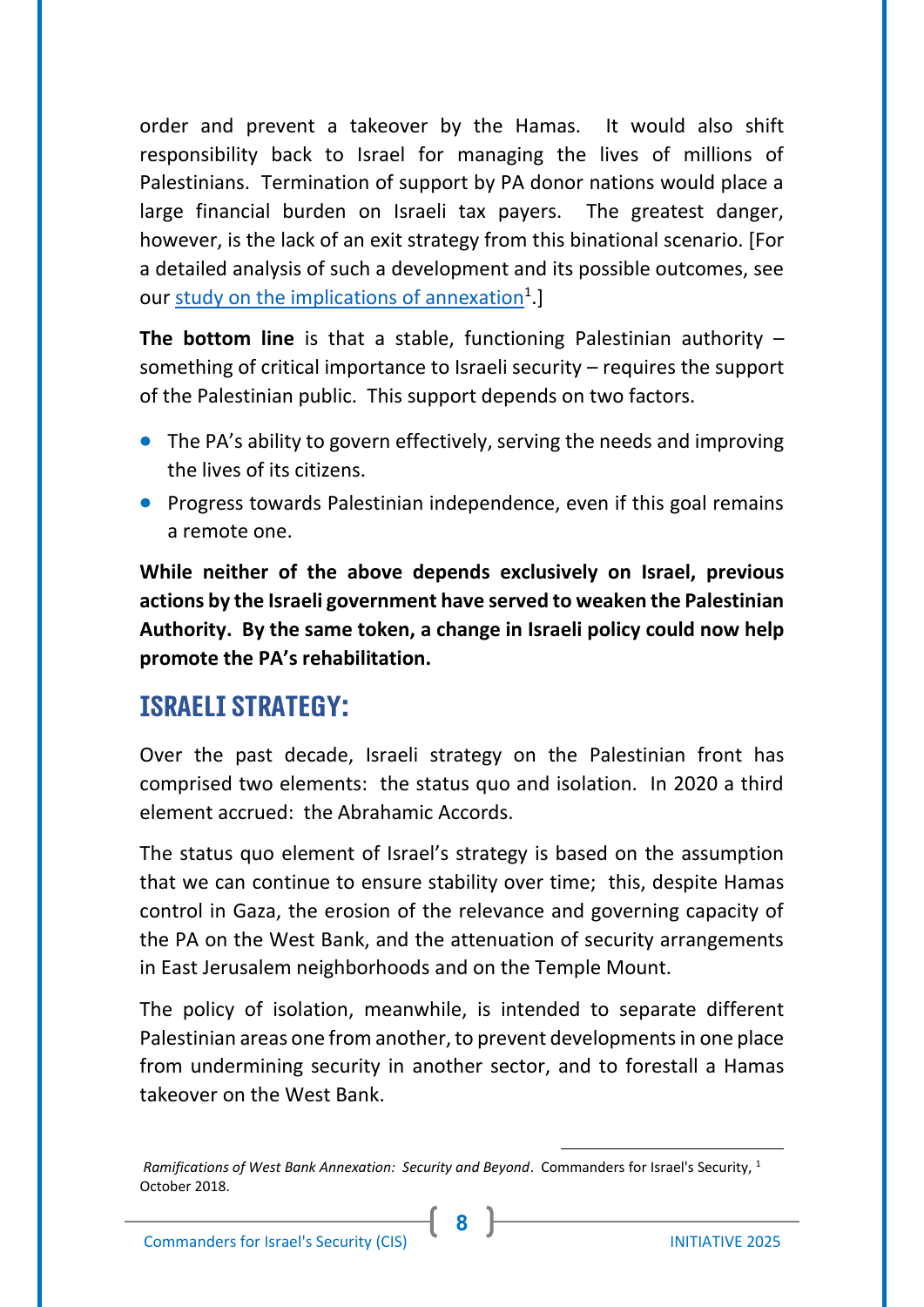order and prevent a takeover by the Hamas. It would also shift responsibility back to Israel for managing the lives of millions of Palestinians. Termination of support by PA donor nations would place a large financial burden on Israeli tax payers. The greatest danger, however, is the lack of an exit strategy from this binational scenario. [For a detailed analysis of such a development and its possible outcomes, see our study on the implications of annexation[1].]

**The bottom line** is that a stable, functioning Palestinian authority – something of critical importance to Israeli security – requires the support of the Palestinian public. This support depends on two factors.

- The PA's ability to govern effectively, serving the needs and improving the lives of its citizens.
- Progress towards Palestinian independence, even if this goal remains a remote one.

**While neither of the above depends exclusively on Israel, previous actions by the Israeli government have served to weaken the Palestinian Authority. By the same token, a change in Israeli policy could now help promote the PA's rehabilitation.**

## ISRAELI STRATEGY:

Over the past decade, Israeli strategy on the Palestinian front has comprised two elements: the status quo and isolation. In 2020 a third element accrued: the Abrahamic Accords.

The status quo element of Israel's strategy is based on the assumption that we can continue to ensure stability over time; this, despite Hamas control in Gaza, the erosion of the relevance and governing capacity of the PA on the West Bank, and the attenuation of security arrangements in East Jerusalem neighborhoods and on the Temple Mount.

The policy of isolation, meanwhile, is intended to separate different Palestinian areas one from another, to prevent developments in one place from undermining security in another sector, and to forestall a Hamas takeover on the West Bank.

---

[1] *Ramifications of West Bank Annexation: Security and Beyond*. Commanders for Israel's Security, October 2018.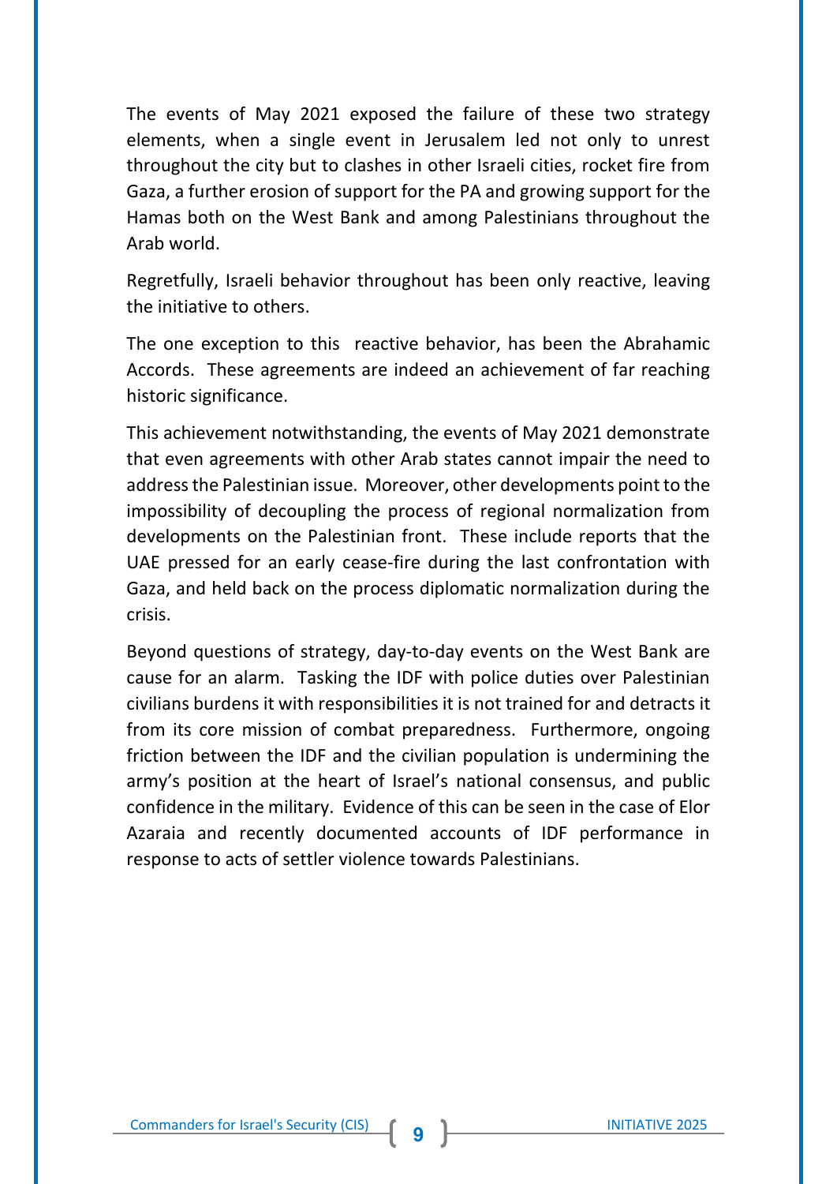The events of May 2021 exposed the failure of these two strategy elements, when a single event in Jerusalem led not only to unrest throughout the city but to clashes in other Israeli cities, rocket fire from Gaza, a further erosion of support for the PA and growing support for the Hamas both on the West Bank and among Palestinians throughout the Arab world.

Regretfully, Israeli behavior throughout has been only reactive, leaving the initiative to others.

The one exception to this reactive behavior, has been the Abrahamic Accords. These agreements are indeed an achievement of far reaching historic significance.

This achievement notwithstanding, the events of May 2021 demonstrate that even agreements with other Arab states cannot impair the need to address the Palestinian issue. Moreover, other developments point to the impossibility of decoupling the process of regional normalization from developments on the Palestinian front. These include reports that the UAE pressed for an early cease-fire during the last confrontation with Gaza, and held back on the process diplomatic normalization during the crisis.

Beyond questions of strategy, day-to-day events on the West Bank are cause for an alarm. Tasking the IDF with police duties over Palestinian civilians burdens it with responsibilities it is not trained for and detracts it from its core mission of combat preparedness. Furthermore, ongoing friction between the IDF and the civilian population is undermining the army's position at the heart of Israel's national consensus, and public confidence in the military. Evidence of this can be seen in the case of Elor Azaraia and recently documented accounts of IDF performance in response to acts of settler violence towards Palestinians.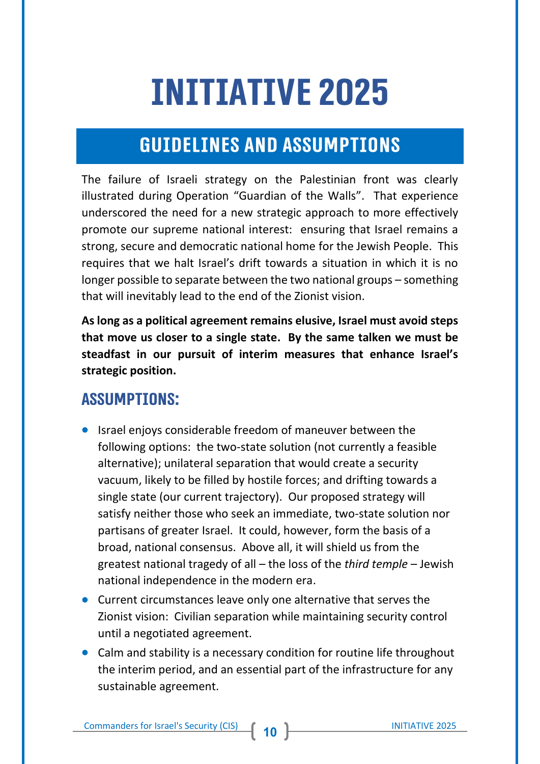# INITIATIVE 2025

## GUIDELINES AND ASSUMPTIONS

The failure of Israeli strategy on the Palestinian front was clearly illustrated during Operation "Guardian of the Walls". That experience underscored the need for a new strategic approach to more effectively promote our supreme national interest: ensuring that Israel remains a strong, secure and democratic national home for the Jewish People. This requires that we halt Israel's drift towards a situation in which it is no longer possible to separate between the two national groups – something that will inevitably lead to the end of the Zionist vision.

**As long as a political agreement remains elusive, Israel must avoid steps that move us closer to a single state. By the same talken we must be steadfast in our pursuit of interim measures that enhance Israel's strategic position.**

### ASSUMPTIONS:

- Israel enjoys considerable freedom of maneuver between the following options: the two-state solution (not currently a feasible alternative); unilateral separation that would create a security vacuum, likely to be filled by hostile forces; and drifting towards a single state (our current trajectory). Our proposed strategy will satisfy neither those who seek an immediate, two-state solution nor partisans of greater Israel. It could, however, form the basis of a broad, national consensus. Above all, it will shield us from the greatest national tragedy of all – the loss of the *third temple* – Jewish national independence in the modern era.
- Current circumstances leave only one alternative that serves the Zionist vision: Civilian separation while maintaining security control until a negotiated agreement.
- Calm and stability is a necessary condition for routine life throughout the interim period, and an essential part of the infrastructure for any sustainable agreement.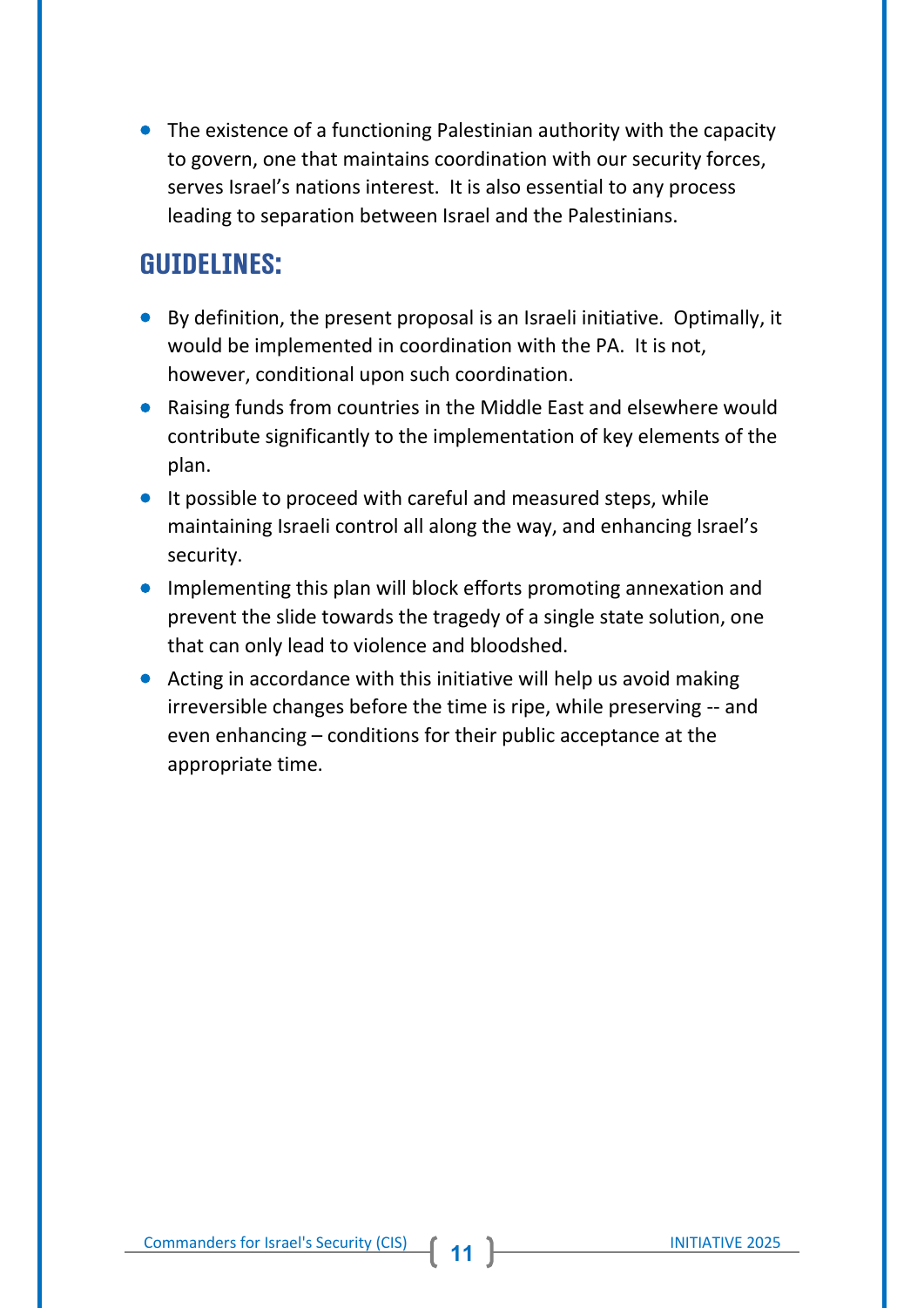- The existence of a functioning Palestinian authority with the capacity to govern, one that maintains coordination with our security forces, serves Israel's nations interest. It is also essential to any process leading to separation between Israel and the Palestinians.

## GUIDELINES:

- By definition, the present proposal is an Israeli initiative. Optimally, it would be implemented in coordination with the PA. It is not, however, conditional upon such coordination.
- Raising funds from countries in the Middle East and elsewhere would contribute significantly to the implementation of key elements of the plan.
- It possible to proceed with careful and measured steps, while maintaining Israeli control all along the way, and enhancing Israel's security.
- Implementing this plan will block efforts promoting annexation and prevent the slide towards the tragedy of a single state solution, one that can only lead to violence and bloodshed.
- Acting in accordance with this initiative will help us avoid making irreversible changes before the time is ripe, while preserving -- and even enhancing – conditions for their public acceptance at the appropriate time.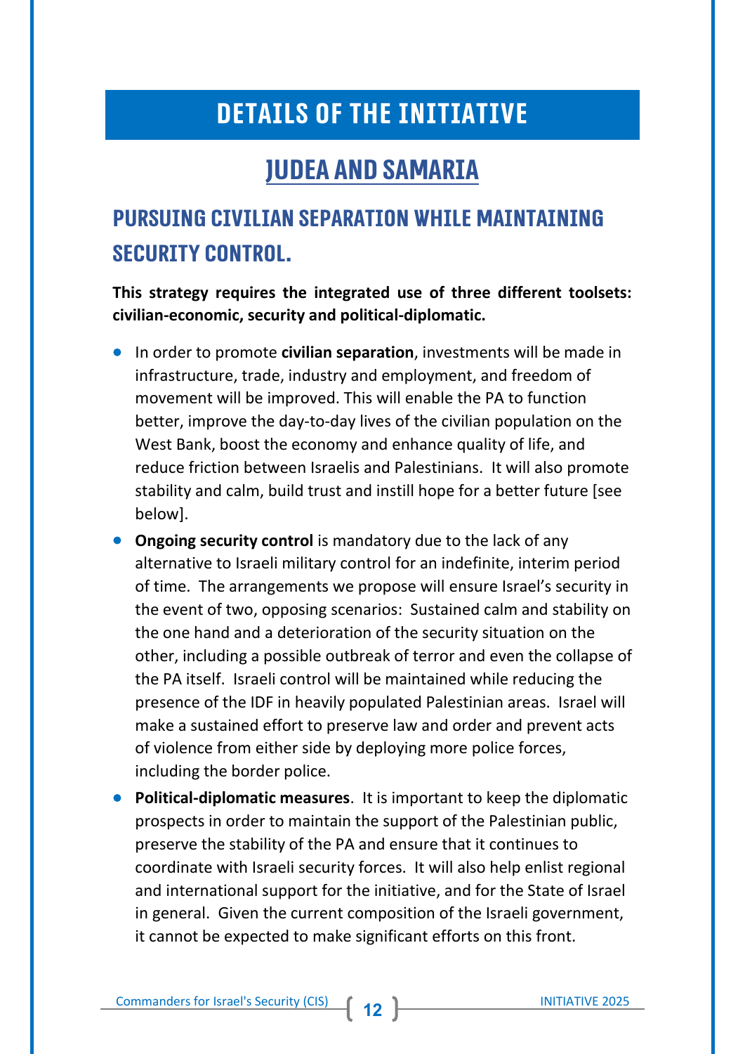# DETAILS OF THE INITIATIVE

## JUDEA AND SAMARIA

### PURSUING CIVILIAN SEPARATION WHILE MAINTAINING SECURITY CONTROL.

**This strategy requires the integrated use of three different toolsets: civilian-economic, security and political-diplomatic.**

- In order to promote **civilian separation**, investments will be made in infrastructure, trade, industry and employment, and freedom of movement will be improved. This will enable the PA to function better, improve the day-to-day lives of the civilian population on the West Bank, boost the economy and enhance quality of life, and reduce friction between Israelis and Palestinians. It will also promote stability and calm, build trust and instill hope for a better future [see below].
- **Ongoing security control** is mandatory due to the lack of any alternative to Israeli military control for an indefinite, interim period of time. The arrangements we propose will ensure Israel's security in the event of two, opposing scenarios: Sustained calm and stability on the one hand and a deterioration of the security situation on the other, including a possible outbreak of terror and even the collapse of the PA itself. Israeli control will be maintained while reducing the presence of the IDF in heavily populated Palestinian areas. Israel will make a sustained effort to preserve law and order and prevent acts of violence from either side by deploying more police forces, including the border police.
- **Political-diplomatic measures**. It is important to keep the diplomatic prospects in order to maintain the support of the Palestinian public, preserve the stability of the PA and ensure that it continues to coordinate with Israeli security forces. It will also help enlist regional and international support for the initiative, and for the State of Israel in general. Given the current composition of the Israeli government, it cannot be expected to make significant efforts on this front.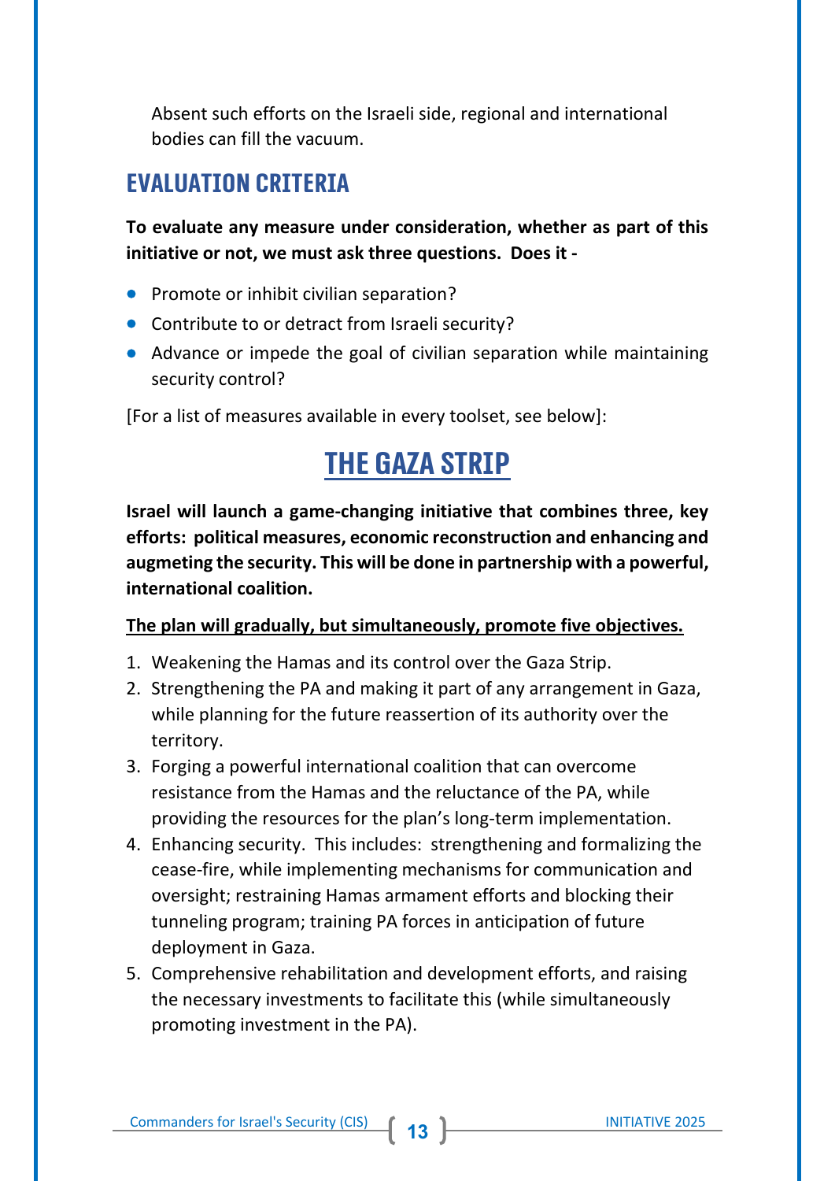Absent such efforts on the Israeli side, regional and international bodies can fill the vacuum.

## EVALUATION CRITERIA

**To evaluate any measure under consideration, whether as part of this initiative or not, we must ask three questions. Does it -**

- Promote or inhibit civilian separation?
- Contribute to or detract from Israeli security?
- Advance or impede the goal of civilian separation while maintaining security control?

[For a list of measures available in every toolset, see below]:

# THE GAZA STRIP

**Israel will launch a game-changing initiative that combines three, key efforts: political measures, economic reconstruction and enhancing and augmeting the security. This will be done in partnership with a powerful, international coalition.**

**The plan will gradually, but simultaneously, promote five objectives.**

1. Weakening the Hamas and its control over the Gaza Strip.
2. Strengthening the PA and making it part of any arrangement in Gaza, while planning for the future reassertion of its authority over the territory.
3. Forging a powerful international coalition that can overcome resistance from the Hamas and the reluctance of the PA, while providing the resources for the plan's long-term implementation.
4. Enhancing security. This includes: strengthening and formalizing the cease-fire, while implementing mechanisms for communication and oversight; restraining Hamas armament efforts and blocking their tunneling program; training PA forces in anticipation of future deployment in Gaza.
5. Comprehensive rehabilitation and development efforts, and raising the necessary investments to facilitate this (while simultaneously promoting investment in the PA).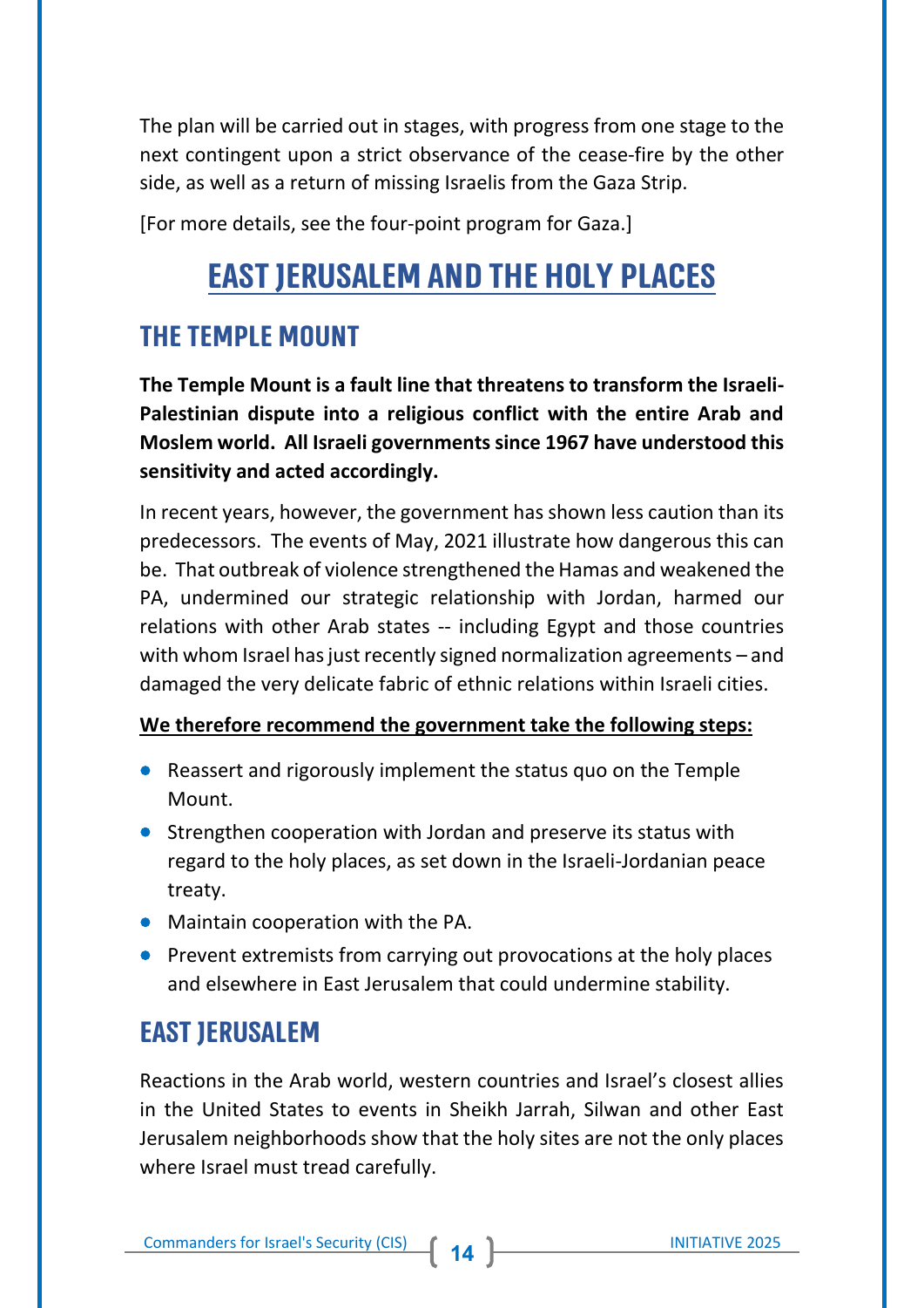The plan will be carried out in stages, with progress from one stage to the next contingent upon a strict observance of the cease-fire by the other side, as well as a return of missing Israelis from the Gaza Strip.

[For more details, see the four-point program for Gaza.]

# EAST JERUSALEM AND THE HOLY PLACES

## THE TEMPLE MOUNT

**The Temple Mount is a fault line that threatens to transform the Israeli-Palestinian dispute into a religious conflict with the entire Arab and Moslem world. All Israeli governments since 1967 have understood this sensitivity and acted accordingly.**

In recent years, however, the government has shown less caution than its predecessors. The events of May, 2021 illustrate how dangerous this can be. That outbreak of violence strengthened the Hamas and weakened the PA, undermined our strategic relationship with Jordan, harmed our relations with other Arab states -- including Egypt and those countries with whom Israel has just recently signed normalization agreements – and damaged the very delicate fabric of ethnic relations within Israeli cities.

**We therefore recommend the government take the following steps:**

- Reassert and rigorously implement the status quo on the Temple Mount.
- Strengthen cooperation with Jordan and preserve its status with regard to the holy places, as set down in the Israeli-Jordanian peace treaty.
- Maintain cooperation with the PA.
- Prevent extremists from carrying out provocations at the holy places and elsewhere in East Jerusalem that could undermine stability.

## EAST JERUSALEM

Reactions in the Arab world, western countries and Israel's closest allies in the United States to events in Sheikh Jarrah, Silwan and other East Jerusalem neighborhoods show that the holy sites are not the only places where Israel must tread carefully.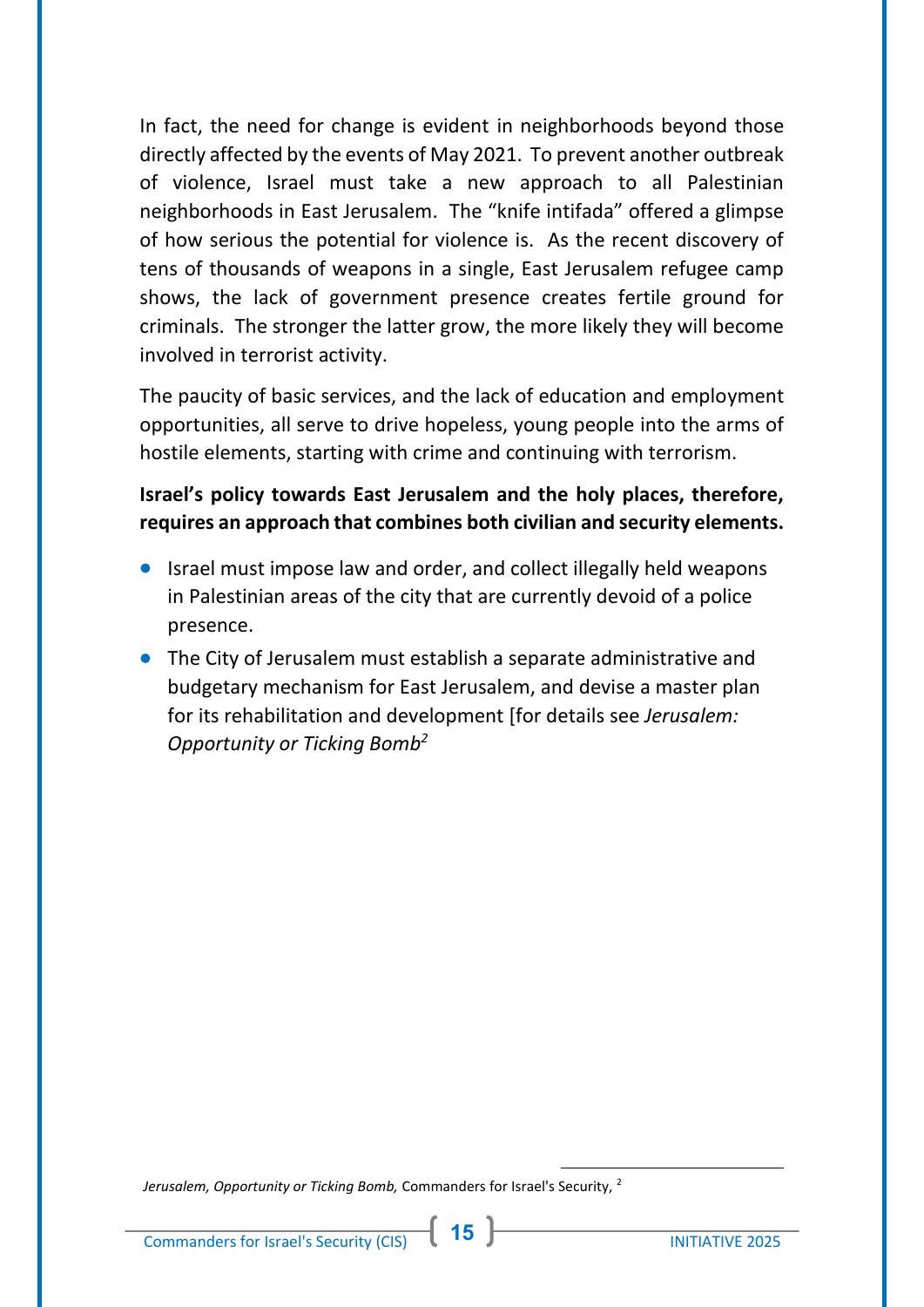In fact, the need for change is evident in neighborhoods beyond those directly affected by the events of May 2021. To prevent another outbreak of violence, Israel must take a new approach to all Palestinian neighborhoods in East Jerusalem. The "knife intifada" offered a glimpse of how serious the potential for violence is. As the recent discovery of tens of thousands of weapons in a single, East Jerusalem refugee camp shows, the lack of government presence creates fertile ground for criminals. The stronger the latter grow, the more likely they will become involved in terrorist activity.

The paucity of basic services, and the lack of education and employment opportunities, all serve to drive hopeless, young people into the arms of hostile elements, starting with crime and continuing with terrorism.

**Israel's policy towards East Jerusalem and the holy places, therefore, requires an approach that combines both civilian and security elements.**

- Israel must impose law and order, and collect illegally held weapons in Palestinian areas of the city that are currently devoid of a police presence.
- The City of Jerusalem must establish a separate administrative and budgetary mechanism for East Jerusalem, and devise a master plan for its rehabilitation and development [for details see *Jerusalem: Opportunity or Ticking Bomb*[2]

---

*Jerusalem, Opportunity or Ticking Bomb,* Commanders for Israel's Security, [2]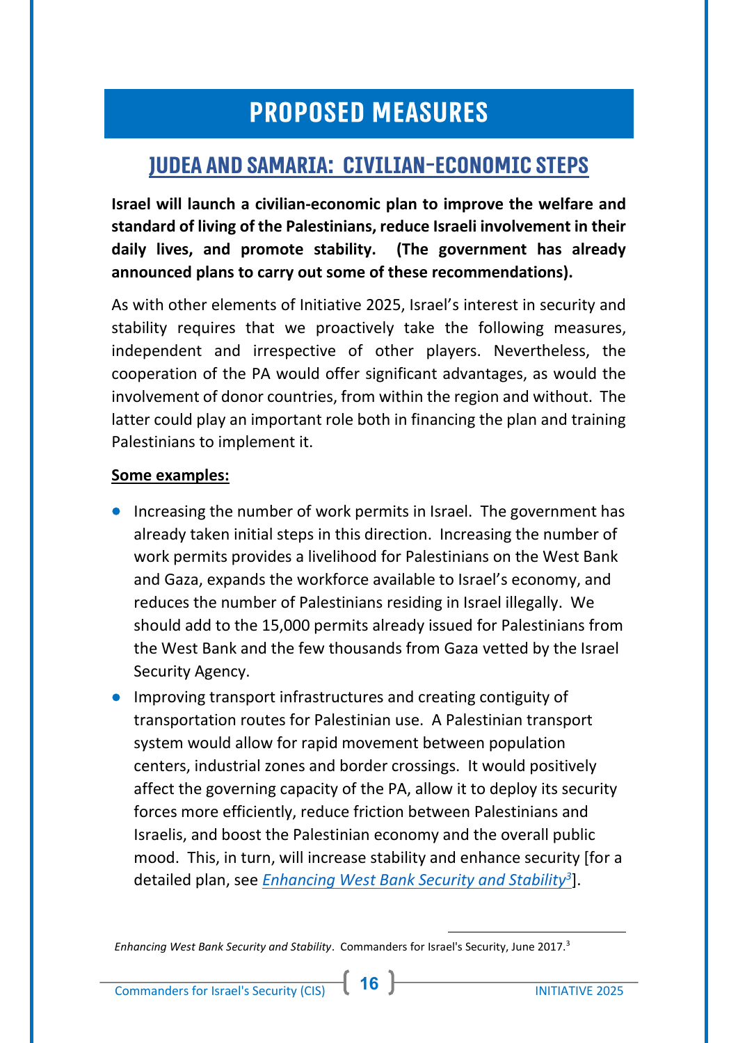# PROPOSED MEASURES

## JUDEA AND SAMARIA: CIVILIAN-ECONOMIC STEPS

**Israel will launch a civilian-economic plan to improve the welfare and standard of living of the Palestinians, reduce Israeli involvement in their daily lives, and promote stability. (The government has already announced plans to carry out some of these recommendations).**

As with other elements of Initiative 2025, Israel's interest in security and stability requires that we proactively take the following measures, independent and irrespective of other players. Nevertheless, the cooperation of the PA would offer significant advantages, as would the involvement of donor countries, from within the region and without. The latter could play an important role both in financing the plan and training Palestinians to implement it.

**Some examples:**

- Increasing the number of work permits in Israel. The government has already taken initial steps in this direction. Increasing the number of work permits provides a livelihood for Palestinians on the West Bank and Gaza, expands the workforce available to Israel's economy, and reduces the number of Palestinians residing in Israel illegally. We should add to the 15,000 permits already issued for Palestinians from the West Bank and the few thousands from Gaza vetted by the Israel Security Agency.
- Improving transport infrastructures and creating contiguity of transportation routes for Palestinian use. A Palestinian transport system would allow for rapid movement between population centers, industrial zones and border crossings. It would positively affect the governing capacity of the PA, allow it to deploy its security forces more efficiently, reduce friction between Palestinians and Israelis, and boost the Palestinian economy and the overall public mood. This, in turn, will increase stability and enhance security [for a detailed plan, see *Enhancing West Bank Security and Stability*[3]].

*Enhancing West Bank Security and Stability*. Commanders for Israel's Security, June 2017.[3]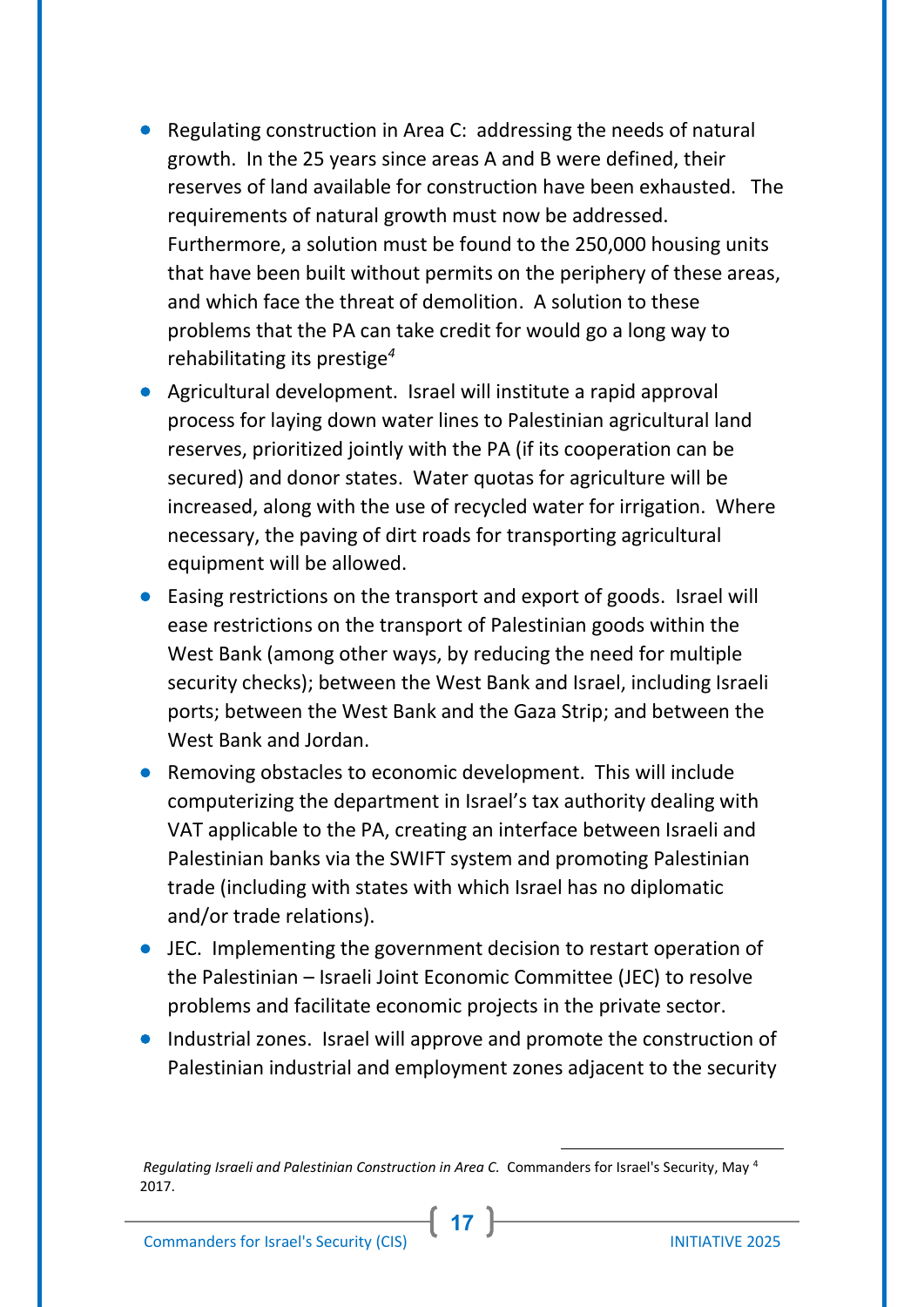- Regulating construction in Area C: addressing the needs of natural growth. In the 25 years since areas A and B were defined, their reserves of land available for construction have been exhausted. The requirements of natural growth must now be addressed. Furthermore, a solution must be found to the 250,000 housing units that have been built without permits on the periphery of these areas, and which face the threat of demolition. A solution to these problems that the PA can take credit for would go a long way to rehabilitating its prestige[4]
- Agricultural development. Israel will institute a rapid approval process for laying down water lines to Palestinian agricultural land reserves, prioritized jointly with the PA (if its cooperation can be secured) and donor states. Water quotas for agriculture will be increased, along with the use of recycled water for irrigation. Where necessary, the paving of dirt roads for transporting agricultural equipment will be allowed.
- Easing restrictions on the transport and export of goods. Israel will ease restrictions on the transport of Palestinian goods within the West Bank (among other ways, by reducing the need for multiple security checks); between the West Bank and Israel, including Israeli ports; between the West Bank and the Gaza Strip; and between the West Bank and Jordan.
- Removing obstacles to economic development. This will include computerizing the department in Israel's tax authority dealing with VAT applicable to the PA, creating an interface between Israeli and Palestinian banks via the SWIFT system and promoting Palestinian trade (including with states with which Israel has no diplomatic and/or trade relations).
- JEC. Implementing the government decision to restart operation of the Palestinian – Israeli Joint Economic Committee (JEC) to resolve problems and facilitate economic projects in the private sector.
- Industrial zones. Israel will approve and promote the construction of Palestinian industrial and employment zones adjacent to the security

---

[4] *Regulating Israeli and Palestinian Construction in Area C.* Commanders for Israel's Security, May 2017.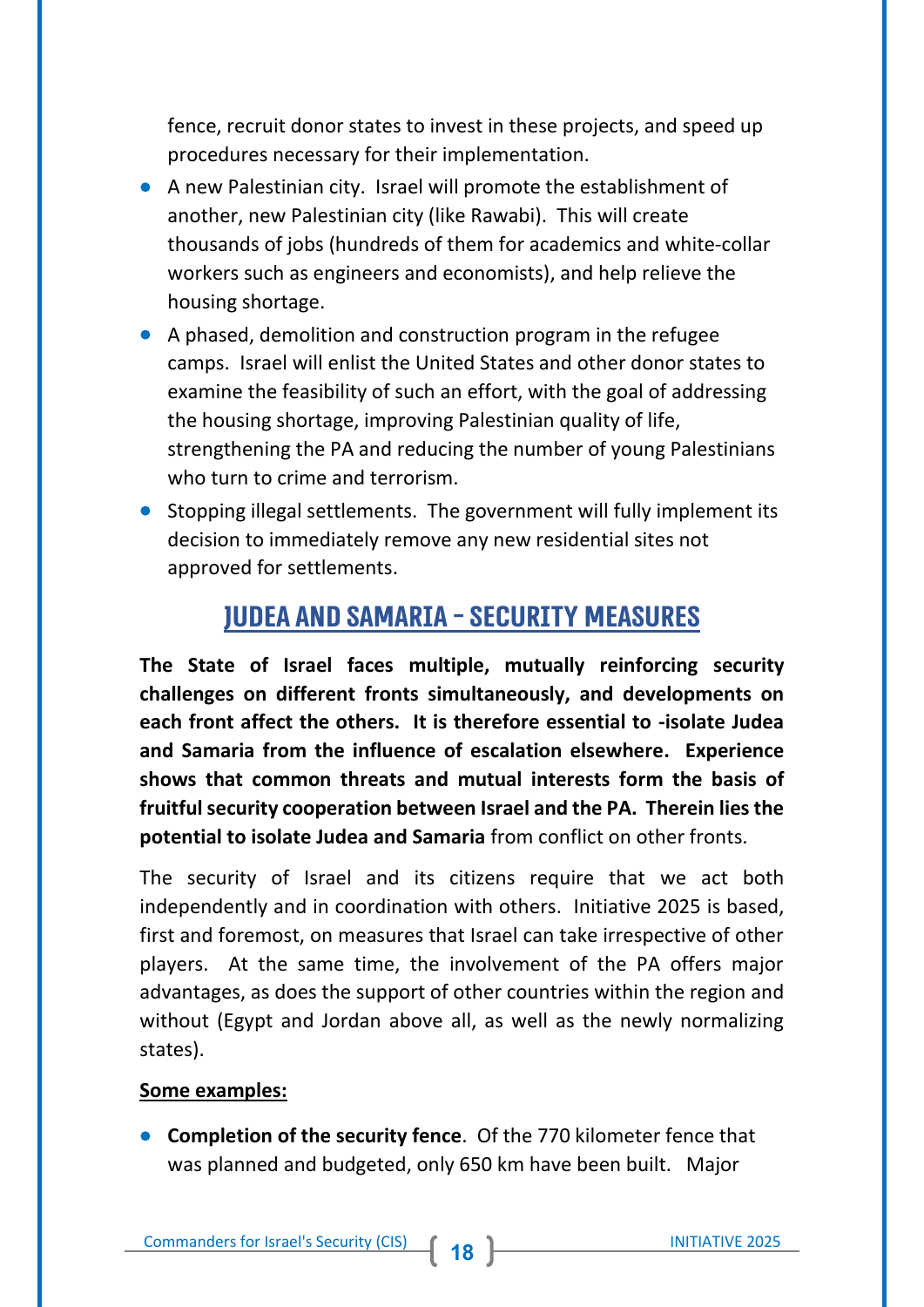fence, recruit donor states to invest in these projects, and speed up procedures necessary for their implementation.

- A new Palestinian city. Israel will promote the establishment of another, new Palestinian city (like Rawabi). This will create thousands of jobs (hundreds of them for academics and white-collar workers such as engineers and economists), and help relieve the housing shortage.
- A phased, demolition and construction program in the refugee camps. Israel will enlist the United States and other donor states to examine the feasibility of such an effort, with the goal of addressing the housing shortage, improving Palestinian quality of life, strengthening the PA and reducing the number of young Palestinians who turn to crime and terrorism.
- Stopping illegal settlements. The government will fully implement its decision to immediately remove any new residential sites not approved for settlements.

## JUDEA AND SAMARIA – SECURITY MEASURES

**The State of Israel faces multiple, mutually reinforcing security challenges on different fronts simultaneously, and developments on each front affect the others. It is therefore essential to -isolate Judea and Samaria from the influence of escalation elsewhere. Experience shows that common threats and mutual interests form the basis of fruitful security cooperation between Israel and the PA. Therein lies the potential to isolate Judea and Samaria** from conflict on other fronts.

The security of Israel and its citizens require that we act both independently and in coordination with others. Initiative 2025 is based, first and foremost, on measures that Israel can take irrespective of other players. At the same time, the involvement of the PA offers major advantages, as does the support of other countries within the region and without (Egypt and Jordan above all, as well as the newly normalizing states).

**Some examples:**

- **Completion of the security fence**. Of the 770 kilometer fence that was planned and budgeted, only 650 km have been built. Major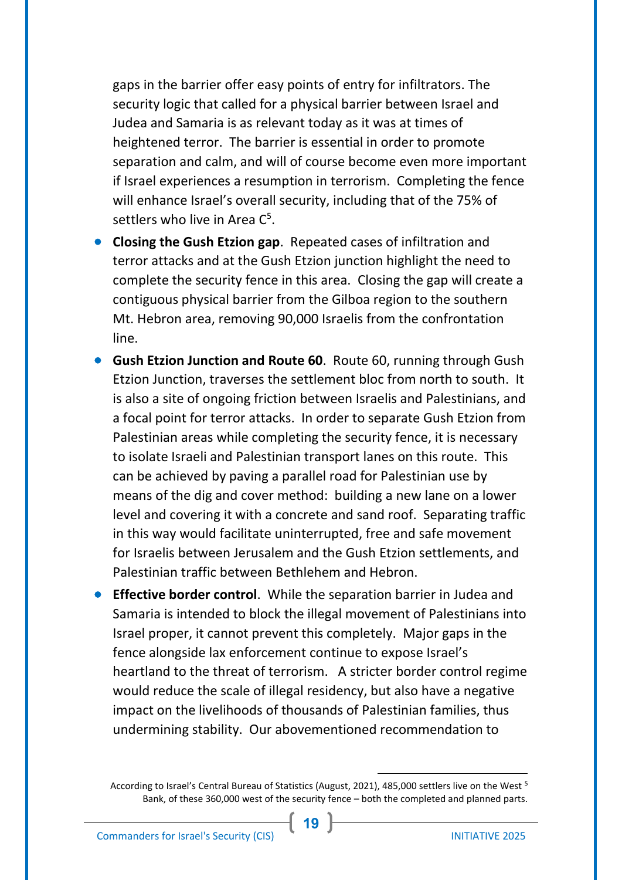gaps in the barrier offer easy points of entry for infiltrators. The security logic that called for a physical barrier between Israel and Judea and Samaria is as relevant today as it was at times of heightened terror. The barrier is essential in order to promote separation and calm, and will of course become even more important if Israel experiences a resumption in terrorism. Completing the fence will enhance Israel's overall security, including that of the 75% of settlers who live in Area C[5].

- **Closing the Gush Etzion gap**. Repeated cases of infiltration and terror attacks and at the Gush Etzion junction highlight the need to complete the security fence in this area. Closing the gap will create a contiguous physical barrier from the Gilboa region to the southern Mt. Hebron area, removing 90,000 Israelis from the confrontation line.
- **Gush Etzion Junction and Route 60**. Route 60, running through Gush Etzion Junction, traverses the settlement bloc from north to south. It is also a site of ongoing friction between Israelis and Palestinians, and a focal point for terror attacks. In order to separate Gush Etzion from Palestinian areas while completing the security fence, it is necessary to isolate Israeli and Palestinian transport lanes on this route. This can be achieved by paving a parallel road for Palestinian use by means of the dig and cover method: building a new lane on a lower level and covering it with a concrete and sand roof. Separating traffic in this way would facilitate uninterrupted, free and safe movement for Israelis between Jerusalem and the Gush Etzion settlements, and Palestinian traffic between Bethlehem and Hebron.
- **Effective border control**. While the separation barrier in Judea and Samaria is intended to block the illegal movement of Palestinians into Israel proper, it cannot prevent this completely. Major gaps in the fence alongside lax enforcement continue to expose Israel's heartland to the threat of terrorism. A stricter border control regime would reduce the scale of illegal residency, but also have a negative impact on the livelihoods of thousands of Palestinian families, thus undermining stability. Our abovementioned recommendation to

[5] According to Israel's Central Bureau of Statistics (August, 2021), 485,000 settlers live on the West Bank, of these 360,000 west of the security fence – both the completed and planned parts.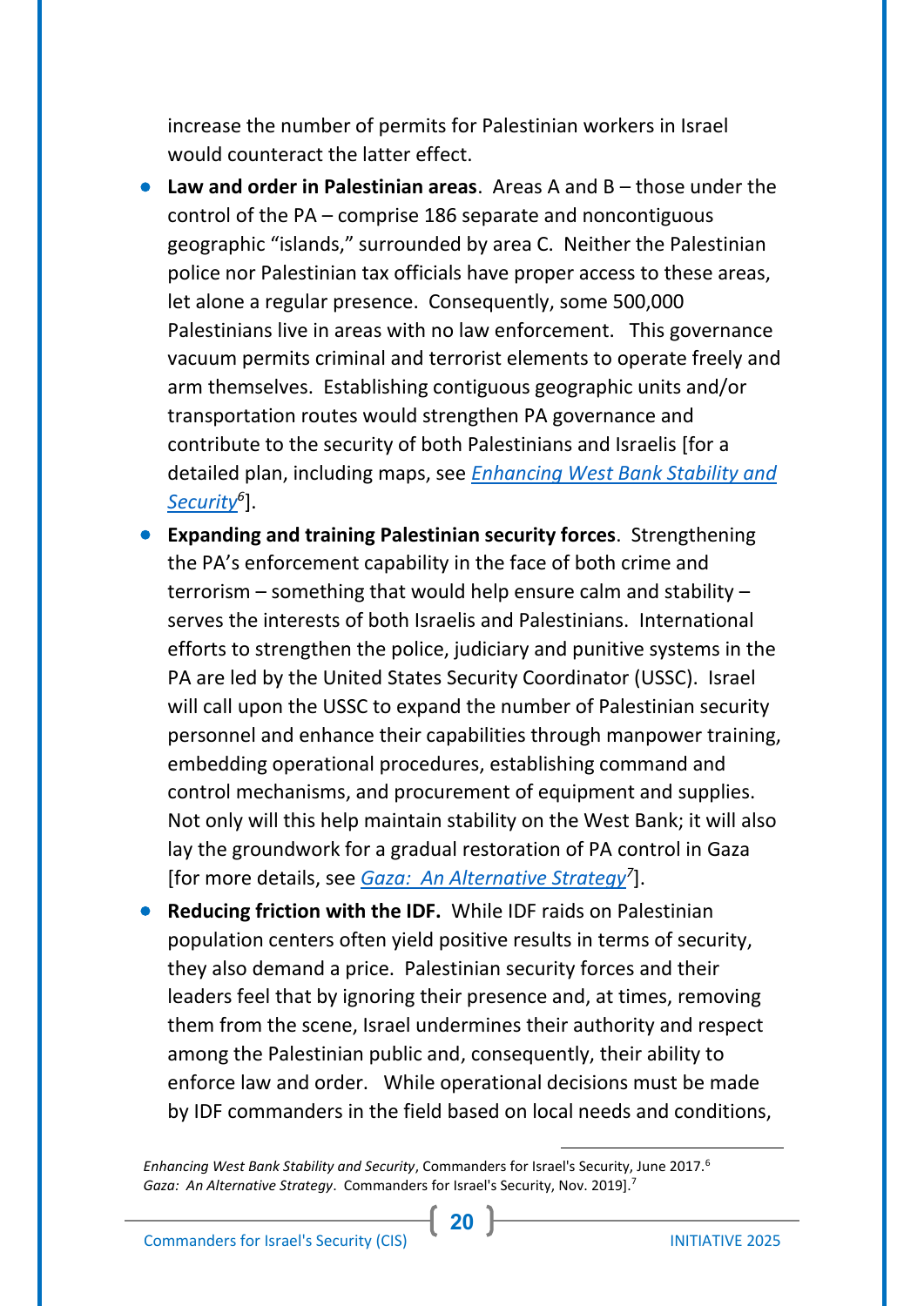increase the number of permits for Palestinian workers in Israel would counteract the latter effect.

- **Law and order in Palestinian areas**. Areas A and B – those under the control of the PA – comprise 186 separate and noncontiguous geographic "islands," surrounded by area C. Neither the Palestinian police nor Palestinian tax officials have proper access to these areas, let alone a regular presence. Consequently, some 500,000 Palestinians live in areas with no law enforcement. This governance vacuum permits criminal and terrorist elements to operate freely and arm themselves. Establishing contiguous geographic units and/or transportation routes would strengthen PA governance and contribute to the security of both Palestinians and Israelis [for a detailed plan, including maps, see *Enhancing West Bank Stability and Security*[6]].
- **Expanding and training Palestinian security forces**. Strengthening the PA's enforcement capability in the face of both crime and terrorism – something that would help ensure calm and stability – serves the interests of both Israelis and Palestinians. International efforts to strengthen the police, judiciary and punitive systems in the PA are led by the United States Security Coordinator (USSC). Israel will call upon the USSC to expand the number of Palestinian security personnel and enhance their capabilities through manpower training, embedding operational procedures, establishing command and control mechanisms, and procurement of equipment and supplies. Not only will this help maintain stability on the West Bank; it will also lay the groundwork for a gradual restoration of PA control in Gaza [for more details, see *Gaza: An Alternative Strategy*[7]].
- **Reducing friction with the IDF.** While IDF raids on Palestinian population centers often yield positive results in terms of security, they also demand a price. Palestinian security forces and their leaders feel that by ignoring their presence and, at times, removing them from the scene, Israel undermines their authority and respect among the Palestinian public and, consequently, their ability to enforce law and order. While operational decisions must be made by IDF commanders in the field based on local needs and conditions,

---

*Enhancing West Bank Stability and Security*, Commanders for Israel's Security, June 2017.[6]
*Gaza: An Alternative Strategy*. Commanders for Israel's Security, Nov. 2019].[7]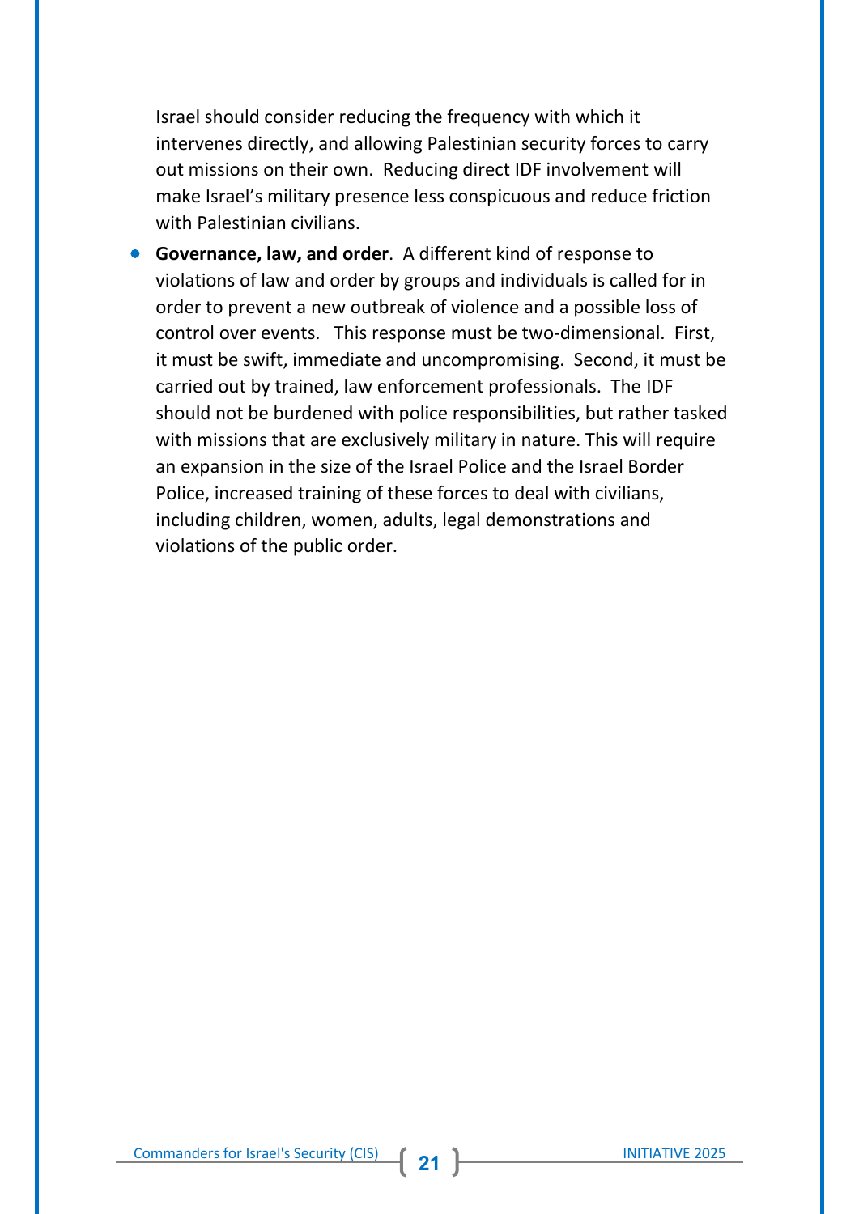Israel should consider reducing the frequency with which it intervenes directly, and allowing Palestinian security forces to carry out missions on their own. Reducing direct IDF involvement will make Israel's military presence less conspicuous and reduce friction with Palestinian civilians.

- **Governance, law, and order**. A different kind of response to violations of law and order by groups and individuals is called for in order to prevent a new outbreak of violence and a possible loss of control over events. This response must be two-dimensional. First, it must be swift, immediate and uncompromising. Second, it must be carried out by trained, law enforcement professionals. The IDF should not be burdened with police responsibilities, but rather tasked with missions that are exclusively military in nature. This will require an expansion in the size of the Israel Police and the Israel Border Police, increased training of these forces to deal with civilians, including children, women, adults, legal demonstrations and violations of the public order.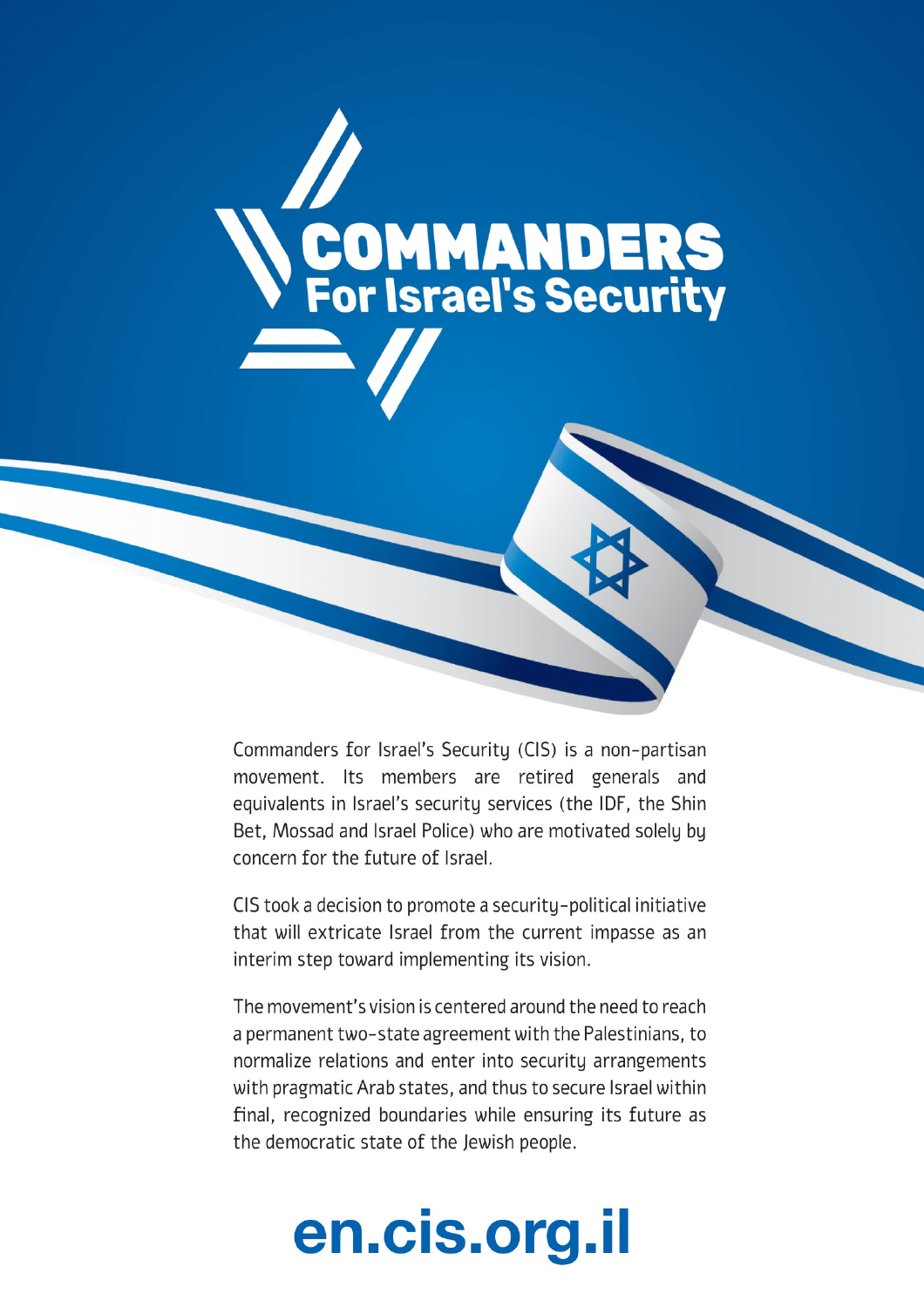# COMMANDERS
## For Israel's Security

Commanders for Israel's Security (CIS) is a non-partisan movement. Its members are retired generals and equivalents in Israel's security services (the IDF, the Shin Bet, Mossad and Israel Police) who are motivated solely by concern for the future of Israel.

CIS took a decision to promote a security-political initiative that will extricate Israel from the current impasse as an interim step toward implementing its vision.

The movement's vision is centered around the need to reach a permanent two-state agreement with the Palestinians, to normalize relations and enter into security arrangements with pragmatic Arab states, and thus to secure Israel within final, recognized boundaries while ensuring its future as the democratic state of the Jewish people.

**en.cis.org.il**